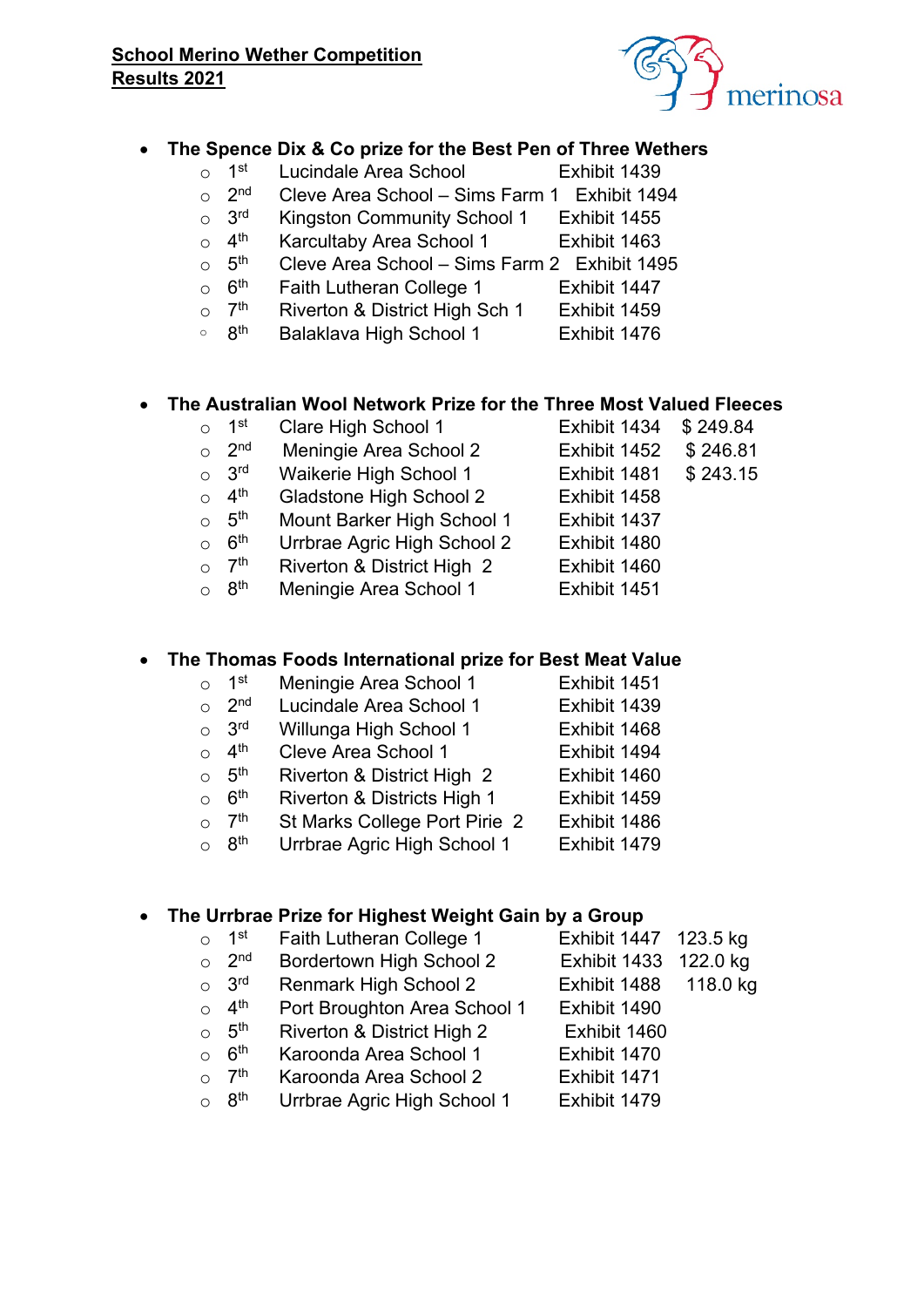**School Merino Wether Competition**
**Results 2021**

merinosa

- **The Spence Dix & Co prize for the Best Pen of Three Wethers**
  - 1st Lucindale Area School Exhibit 1439
  - 2nd Cleve Area School – Sims Farm 1 Exhibit 1494
  - 3rd Kingston Community School 1 Exhibit 1455
  - 4th Karcultaby Area School 1 Exhibit 1463
  - 5th Cleve Area School – Sims Farm 2 Exhibit 1495
  - 6th Faith Lutheran College 1 Exhibit 1447
  - 7th Riverton & District High Sch 1 Exhibit 1459
  - 8th Balaklava High School 1 Exhibit 1476

- **The Australian Wool Network Prize for the Three Most Valued Fleeces**
  - 1st Clare High School 1 Exhibit 1434 $ 249.84
  - 2nd Meningie Area School 2 Exhibit 1452 $ 246.81
  - 3rd Waikerie High School 1 Exhibit 1481 $ 243.15
  - 4th Gladstone High School 2 Exhibit 1458
  - 5th Mount Barker High School 1 Exhibit 1437
  - 6th Urrbrae Agric High School 2 Exhibit 1480
  - 7th Riverton & District High 2 Exhibit 1460
  - 8th Meningie Area School 1 Exhibit 1451

- **The Thomas Foods International prize for Best Meat Value**
  - 1st Meningie Area School 1 Exhibit 1451
  - 2nd Lucindale Area School 1 Exhibit 1439
  - 3rd Willunga High School 1 Exhibit 1468
  - 4th Cleve Area School 1 Exhibit 1494
  - 5th Riverton & District High 2 Exhibit 1460
  - 6th Riverton & Districts High 1 Exhibit 1459
  - 7th St Marks College Port Pirie 2 Exhibit 1486
  - 8th Urrbrae Agric High School 1 Exhibit 1479

- **The Urrbrae Prize for Highest Weight Gain by a Group**
  - 1st Faith Lutheran College 1 Exhibit 1447 123.5 kg
  - 2nd Bordertown High School 2 Exhibit 1433 122.0 kg
  - 3rd Renmark High School 2 Exhibit 1488 118.0 kg
  - 4th Port Broughton Area School 1 Exhibit 1490
  - 5th Riverton & District High 2 Exhibit 1460
  - 6th Karoonda Area School 1 Exhibit 1470
  - 7th Karoonda Area School 2 Exhibit 1471
  - 8th Urrbrae Agric High School 1 Exhibit 1479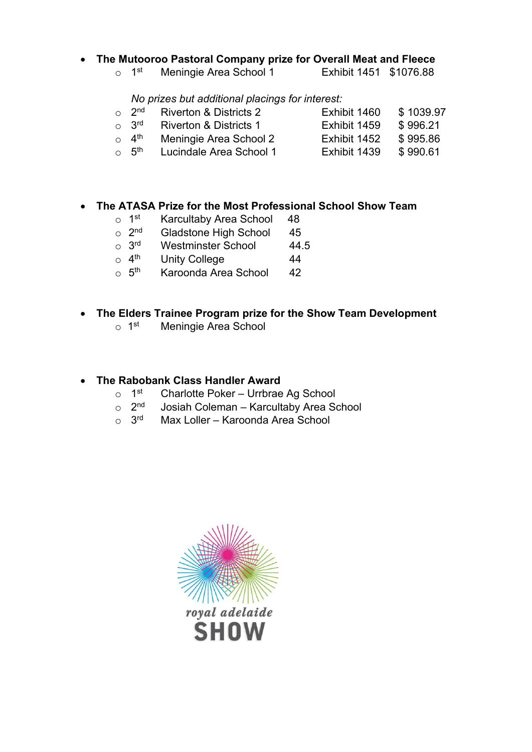- **The Mutooroo Pastoral Company prize for Overall Meat and Fleece**
  - 1st Meningie Area School 1 Exhibit 1451 $1076.88

  *No prizes but additional placings for interest:*
  - 2nd Riverton & Districts 2 Exhibit 1460 $ 1039.97
  - 3rd Riverton & Districts 1 Exhibit 1459 $ 996.21
  - 4th Meningie Area School 2 Exhibit 1452 $ 995.86
  - 5th Lucindale Area School 1 Exhibit 1439 $ 990.61

- **The ATASA Prize for the Most Professional School Show Team**
  - 1st Karcultaby Area School 48
  - 2nd Gladstone High School 45
  - 3rd Westminster School 44.5
  - 4th Unity College 44
  - 5th Karoonda Area School 42

- **The Elders Trainee Program prize for the Show Team Development**
  - 1st Meningie Area School

- **The Rabobank Class Handler Award**
  - 1st Charlotte Poker – Urrbrae Ag School
  - 2nd Josiah Coleman – Karcultaby Area School
  - 3rd Max Loller – Karoonda Area School

royal adelaide SHOW